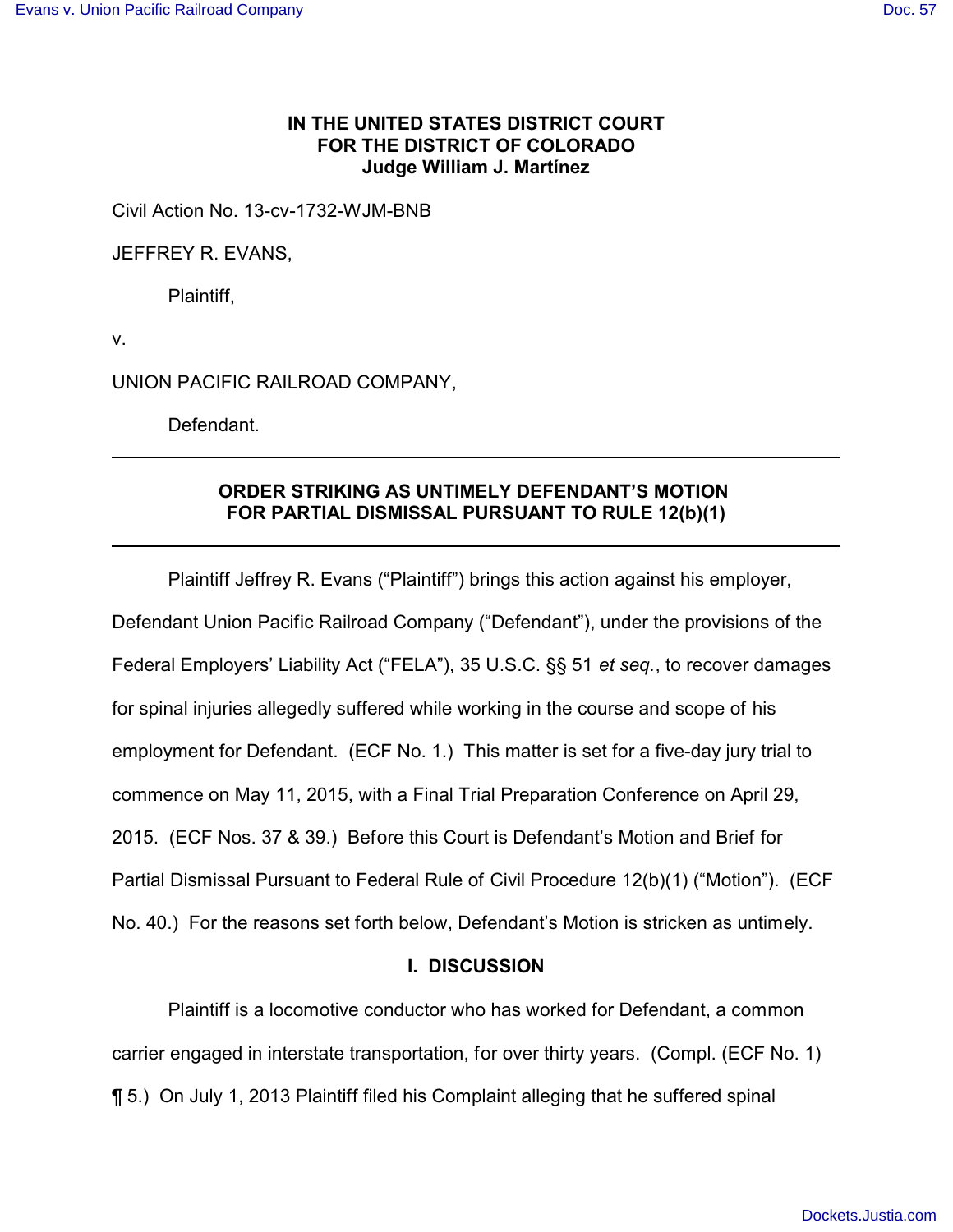**IN THE UNITED STATES DISTRICT COURT**
**FOR THE DISTRICT OF COLORADO**
**Judge William J. Martínez**

Civil Action No. 13-cv-1732-WJM-BNB

JEFFREY R. EVANS,

Plaintiff,

v.

UNION PACIFIC RAILROAD COMPANY,

Defendant.

---

**ORDER STRIKING AS UNTIMELY DEFENDANT'S MOTION FOR PARTIAL DISMISSAL PURSUANT TO RULE 12(b)(1)**

---

Plaintiff Jeffrey R. Evans ("Plaintiff") brings this action against his employer, Defendant Union Pacific Railroad Company ("Defendant"), under the provisions of the Federal Employers' Liability Act ("FELA"), 35 U.S.C. §§ 51 *et seq.*, to recover damages for spinal injuries allegedly suffered while working in the course and scope of his employment for Defendant. (ECF No. 1.) This matter is set for a five-day jury trial to commence on May 11, 2015, with a Final Trial Preparation Conference on April 29, 2015. (ECF Nos. 37 & 39.) Before this Court is Defendant's Motion and Brief for Partial Dismissal Pursuant to Federal Rule of Civil Procedure 12(b)(1) ("Motion"). (ECF No. 40.) For the reasons set forth below, Defendant's Motion is stricken as untimely.

## I. DISCUSSION

Plaintiff is a locomotive conductor who has worked for Defendant, a common carrier engaged in interstate transportation, for over thirty years. (Compl. (ECF No. 1) ¶ 5.) On July 1, 2013 Plaintiff filed his Complaint alleging that he suffered spinal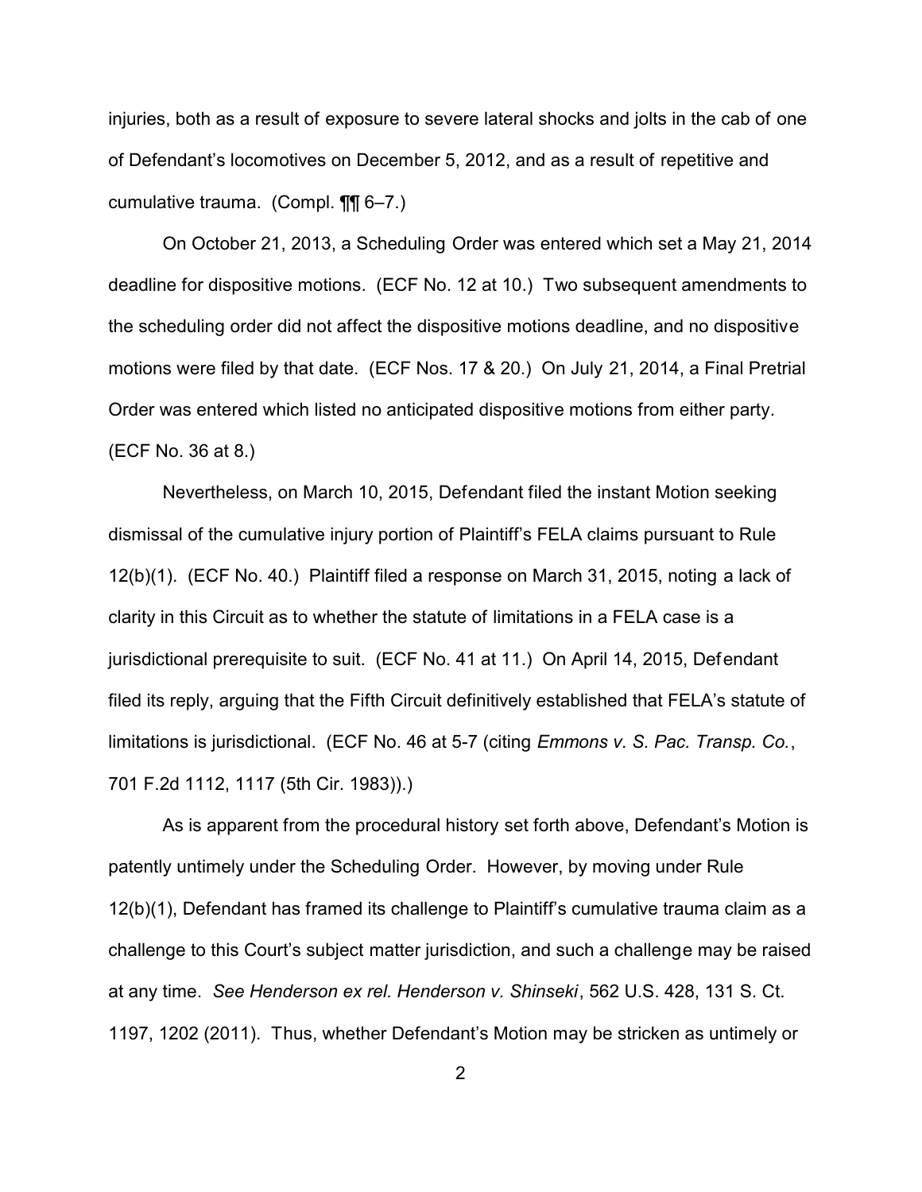injuries, both as a result of exposure to severe lateral shocks and jolts in the cab of one of Defendant's locomotives on December 5, 2012, and as a result of repetitive and cumulative trauma. (Compl. ¶¶ 6–7.)

On October 21, 2013, a Scheduling Order was entered which set a May 21, 2014 deadline for dispositive motions. (ECF No. 12 at 10.) Two subsequent amendments to the scheduling order did not affect the dispositive motions deadline, and no dispositive motions were filed by that date. (ECF Nos. 17 & 20.) On July 21, 2014, a Final Pretrial Order was entered which listed no anticipated dispositive motions from either party. (ECF No. 36 at 8.)

Nevertheless, on March 10, 2015, Defendant filed the instant Motion seeking dismissal of the cumulative injury portion of Plaintiff's FELA claims pursuant to Rule 12(b)(1). (ECF No. 40.) Plaintiff filed a response on March 31, 2015, noting a lack of clarity in this Circuit as to whether the statute of limitations in a FELA case is a jurisdictional prerequisite to suit. (ECF No. 41 at 11.) On April 14, 2015, Defendant filed its reply, arguing that the Fifth Circuit definitively established that FELA's statute of limitations is jurisdictional. (ECF No. 46 at 5-7 (citing *Emmons v. S. Pac. Transp. Co.*, 701 F.2d 1112, 1117 (5th Cir. 1983)).)

As is apparent from the procedural history set forth above, Defendant's Motion is patently untimely under the Scheduling Order. However, by moving under Rule 12(b)(1), Defendant has framed its challenge to Plaintiff's cumulative trauma claim as a challenge to this Court's subject matter jurisdiction, and such a challenge may be raised at any time. *See Henderson ex rel. Henderson v. Shinseki*, 562 U.S. 428, 131 S. Ct. 1197, 1202 (2011). Thus, whether Defendant's Motion may be stricken as untimely or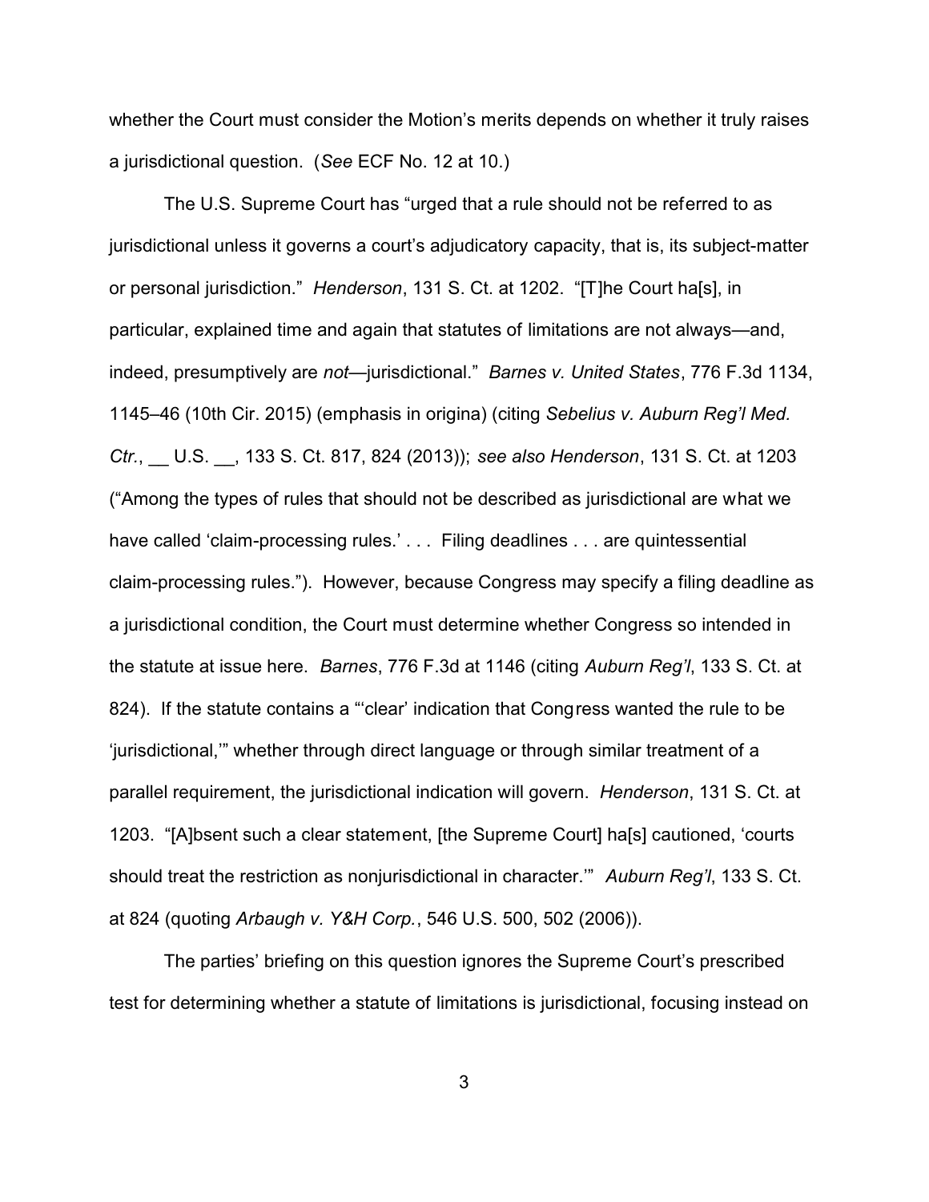whether the Court must consider the Motion's merits depends on whether it truly raises a jurisdictional question. (*See* ECF No. 12 at 10.)

The U.S. Supreme Court has "urged that a rule should not be referred to as jurisdictional unless it governs a court's adjudicatory capacity, that is, its subject-matter or personal jurisdiction." *Henderson*, 131 S. Ct. at 1202. "[T]he Court ha[s], in particular, explained time and again that statutes of limitations are not always—and, indeed, presumptively are *not*—jurisdictional." *Barnes v. United States*, 776 F.3d 1134, 1145–46 (10th Cir. 2015) (emphasis in origina) (citing *Sebelius v. Auburn Reg'l Med. Ctr.*, __ U.S. __, 133 S. Ct. 817, 824 (2013)); *see also Henderson*, 131 S. Ct. at 1203 ("Among the types of rules that should not be described as jurisdictional are what we have called 'claim-processing rules.' . . . Filing deadlines . . . are quintessential claim-processing rules."). However, because Congress may specify a filing deadline as a jurisdictional condition, the Court must determine whether Congress so intended in the statute at issue here. *Barnes*, 776 F.3d at 1146 (citing *Auburn Reg'l*, 133 S. Ct. at 824). If the statute contains a "'clear' indication that Congress wanted the rule to be 'jurisdictional,'" whether through direct language or through similar treatment of a parallel requirement, the jurisdictional indication will govern. *Henderson*, 131 S. Ct. at 1203. "[A]bsent such a clear statement, [the Supreme Court] ha[s] cautioned, 'courts should treat the restriction as nonjurisdictional in character.'" *Auburn Reg'l*, 133 S. Ct. at 824 (quoting *Arbaugh v. Y&H Corp.*, 546 U.S. 500, 502 (2006)).

The parties' briefing on this question ignores the Supreme Court's prescribed test for determining whether a statute of limitations is jurisdictional, focusing instead on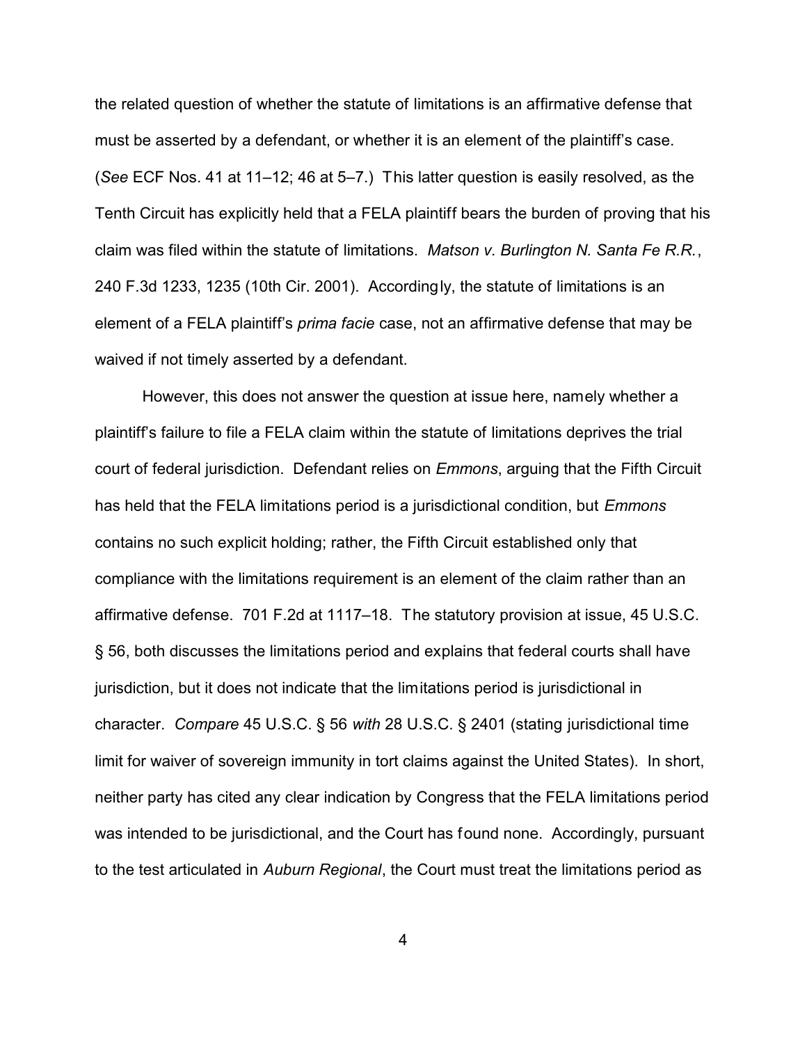the related question of whether the statute of limitations is an affirmative defense that must be asserted by a defendant, or whether it is an element of the plaintiff's case. (*See* ECF Nos. 41 at 11–12; 46 at 5–7.) This latter question is easily resolved, as the Tenth Circuit has explicitly held that a FELA plaintiff bears the burden of proving that his claim was filed within the statute of limitations. *Matson v. Burlington N. Santa Fe R.R.*, 240 F.3d 1233, 1235 (10th Cir. 2001). Accordingly, the statute of limitations is an element of a FELA plaintiff's *prima facie* case, not an affirmative defense that may be waived if not timely asserted by a defendant.

However, this does not answer the question at issue here, namely whether a plaintiff's failure to file a FELA claim within the statute of limitations deprives the trial court of federal jurisdiction. Defendant relies on *Emmons*, arguing that the Fifth Circuit has held that the FELA limitations period is a jurisdictional condition, but *Emmons* contains no such explicit holding; rather, the Fifth Circuit established only that compliance with the limitations requirement is an element of the claim rather than an affirmative defense. 701 F.2d at 1117–18. The statutory provision at issue, 45 U.S.C. § 56, both discusses the limitations period and explains that federal courts shall have jurisdiction, but it does not indicate that the limitations period is jurisdictional in character. *Compare* 45 U.S.C. § 56 *with* 28 U.S.C. § 2401 (stating jurisdictional time limit for waiver of sovereign immunity in tort claims against the United States). In short, neither party has cited any clear indication by Congress that the FELA limitations period was intended to be jurisdictional, and the Court has found none. Accordingly, pursuant to the test articulated in *Auburn Regional*, the Court must treat the limitations period as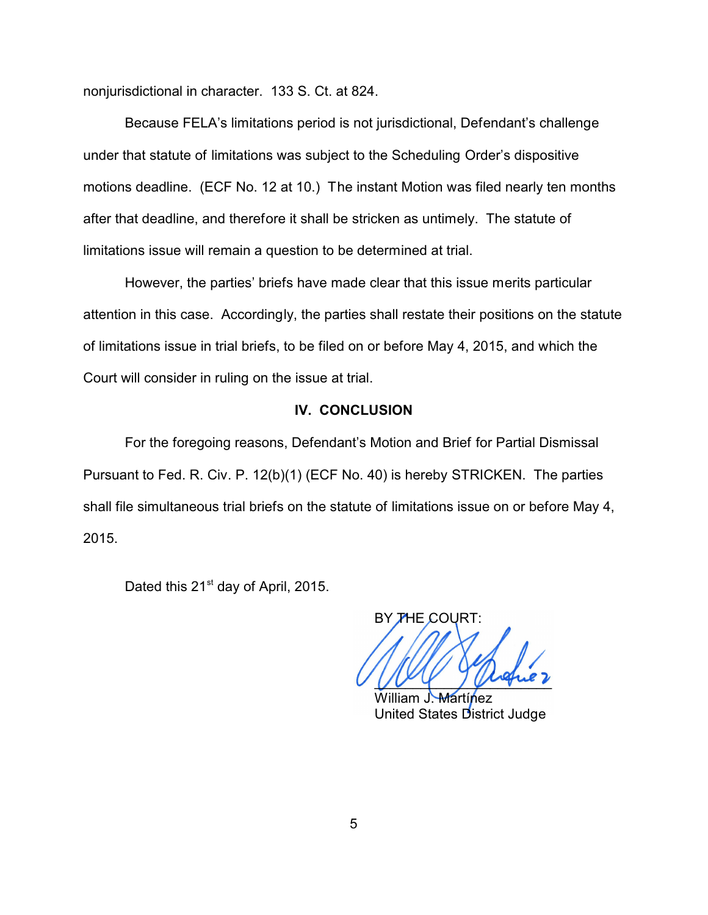nonjurisdictional in character. 133 S. Ct. at 824.

Because FELA's limitations period is not jurisdictional, Defendant's challenge under that statute of limitations was subject to the Scheduling Order's dispositive motions deadline. (ECF No. 12 at 10.) The instant Motion was filed nearly ten months after that deadline, and therefore it shall be stricken as untimely. The statute of limitations issue will remain a question to be determined at trial.

However, the parties' briefs have made clear that this issue merits particular attention in this case. Accordingly, the parties shall restate their positions on the statute of limitations issue in trial briefs, to be filed on or before May 4, 2015, and which the Court will consider in ruling on the issue at trial.

## IV. CONCLUSION

For the foregoing reasons, Defendant's Motion and Brief for Partial Dismissal Pursuant to Fed. R. Civ. P. 12(b)(1) (ECF No. 40) is hereby STRICKEN. The parties shall file simultaneous trial briefs on the statute of limitations issue on or before May 4, 2015.

Dated this 21st day of April, 2015.

BY THE COURT:

William J. Martínez
United States District Judge